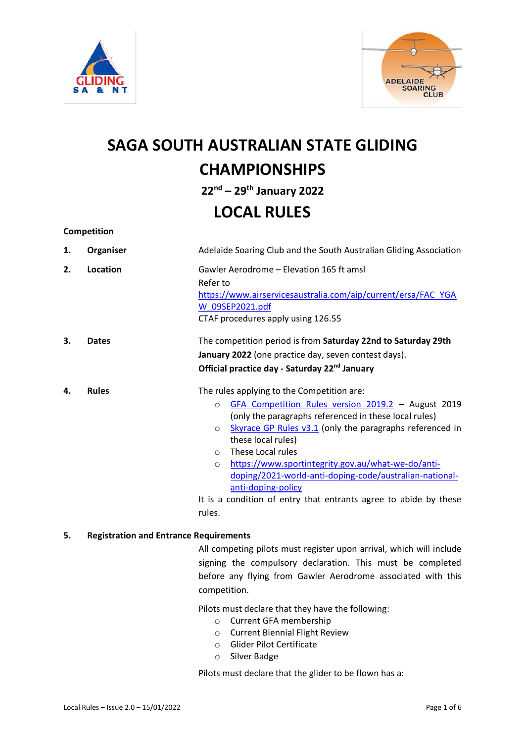# SAGA SOUTH AUSTRALIAN STATE GLIDING CHAMPIONSHIPS

## 22nd – 29th January 2022

## LOCAL RULES

**Competition**

**1. Organiser**

Adelaide Soaring Club and the South Australian Gliding Association

**2. Location**

Gawler Aerodrome – Elevation 165 ft amsl

Refer to [https://www.airservicesaustralia.com/aip/current/ersa/FAC_YGAW_09SEP2021.pdf](https://www.airservicesaustralia.com/aip/current/ersa/FAC_YGAW_09SEP2021.pdf)

CTAF procedures apply using 126.55

**3. Dates**

The competition period is from **Saturday 22nd to Saturday 29th January 2022** (one practice day, seven contest days).

**Official practice day - Saturday 22nd January**

**4. Rules**

The rules applying to the Competition are:

- GFA Competition Rules version 2019.2 – August 2019 (only the paragraphs referenced in these local rules)
- Skyrace GP Rules v3.1 (only the paragraphs referenced in these local rules)
- These Local rules
- [https://www.sportintegrity.gov.au/what-we-do/anti-doping/2021-world-anti-doping-code/australian-national-anti-doping-policy](https://www.sportintegrity.gov.au/what-we-do/anti-doping/2021-world-anti-doping-code/australian-national-anti-doping-policy)

It is a condition of entry that entrants agree to abide by these rules.

**5. Registration and Entrance Requirements**

All competing pilots must register upon arrival, which will include signing the compulsory declaration. This must be completed before any flying from Gawler Aerodrome associated with this competition.

Pilots must declare that they have the following:

- Current GFA membership
- Current Biennial Flight Review
- Glider Pilot Certificate
- Silver Badge

Pilots must declare that the glider to be flown has a: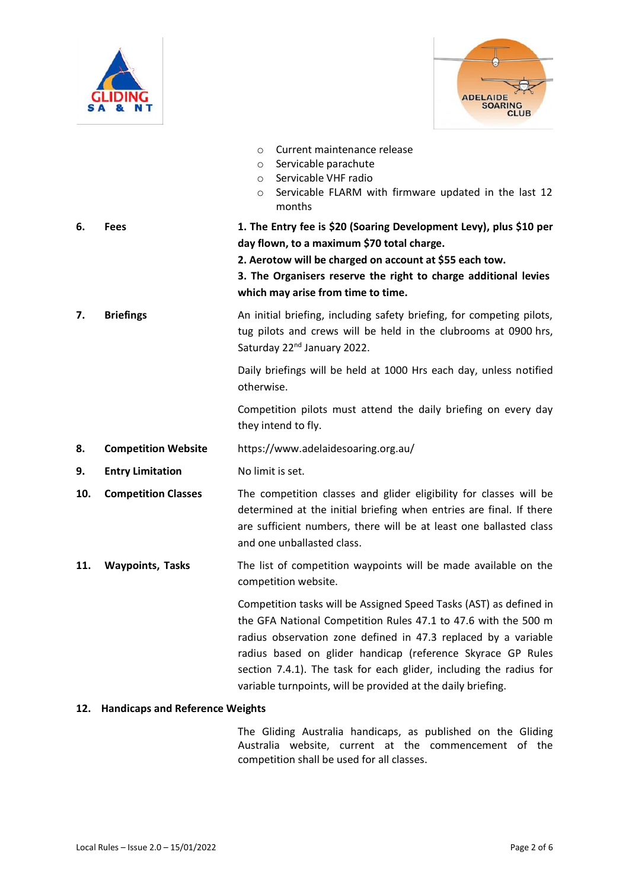- Current maintenance release
- Servicable parachute
- Servicable VHF radio
- Servicable FLARM with firmware updated in the last 12 months

**6. Fees**

**1. The Entry fee is $20 (Soaring Development Levy), plus $10 per day flown, to a maximum $70 total charge.**
**2. Aerotow will be charged on account at $55 each tow.**
**3. The Organisers reserve the right to charge additional levies which may arise from time to time.**

**7. Briefings**

An initial briefing, including safety briefing, for competing pilots, tug pilots and crews will be held in the clubrooms at 0900 hrs, Saturday 22nd January 2022.

Daily briefings will be held at 1000 Hrs each day, unless notified otherwise.

Competition pilots must attend the daily briefing on every day they intend to fly.

**8. Competition Website**

https://www.adelaidesoaring.org.au/

**9. Entry Limitation**

No limit is set.

**10. Competition Classes**

The competition classes and glider eligibility for classes will be determined at the initial briefing when entries are final. If there are sufficient numbers, there will be at least one ballasted class and one unballasted class.

**11. Waypoints, Tasks**

The list of competition waypoints will be made available on the competition website.

Competition tasks will be Assigned Speed Tasks (AST) as defined in the GFA National Competition Rules 47.1 to 47.6 with the 500 m radius observation zone defined in 47.3 replaced by a variable radius based on glider handicap (reference Skyrace GP Rules section 7.4.1). The task for each glider, including the radius for variable turnpoints, will be provided at the daily briefing.

**12. Handicaps and Reference Weights**

The Gliding Australia handicaps, as published on the Gliding Australia website, current at the commencement of the competition shall be used for all classes.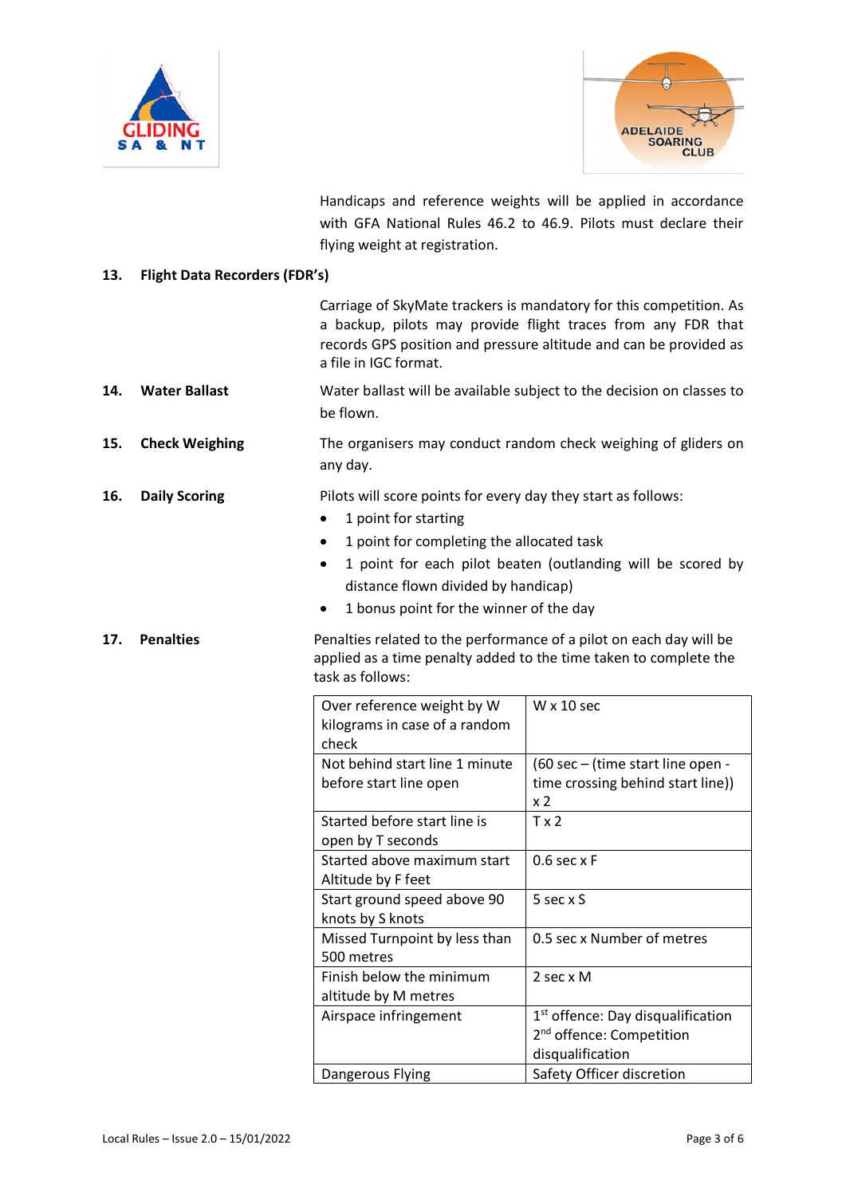Handicaps and reference weights will be applied in accordance with GFA National Rules 46.2 to 46.9. Pilots must declare their flying weight at registration.

## 13. Flight Data Recorders (FDR's)

Carriage of SkyMate trackers is mandatory for this competition. As a backup, pilots may provide flight traces from any FDR that records GPS position and pressure altitude and can be provided as a file in IGC format.

## 14. Water Ballast

Water ballast will be available subject to the decision on classes to be flown.

## 15. Check Weighing

The organisers may conduct random check weighing of gliders on any day.

## 16. Daily Scoring

Pilots will score points for every day they start as follows:

- 1 point for starting
- 1 point for completing the allocated task
- 1 point for each pilot beaten (outlanding will be scored by distance flown divided by handicap)
- 1 bonus point for the winner of the day

## 17. Penalties

Penalties related to the performance of a pilot on each day will be applied as a time penalty added to the time taken to complete the task as follows:

| Infringement | Penalty |
|---|---|
| Over reference weight by W kilograms in case of a random check | W x 10 sec |
| Not behind start line 1 minute before start line open | (60 sec – (time start line open - time crossing behind start line)) x 2 |
| Started before start line is open by T seconds | T x 2 |
| Started above maximum start Altitude by F feet | 0.6 sec x F |
| Start ground speed above 90 knots by S knots | 5 sec x S |
| Missed Turnpoint by less than 500 metres | 0.5 sec x Number of metres |
| Finish below the minimum altitude by M metres | 2 sec x M |
| Airspace infringement | 1st offence: Day disqualification<br>2nd offence: Competition disqualification |
| Dangerous Flying | Safety Officer discretion |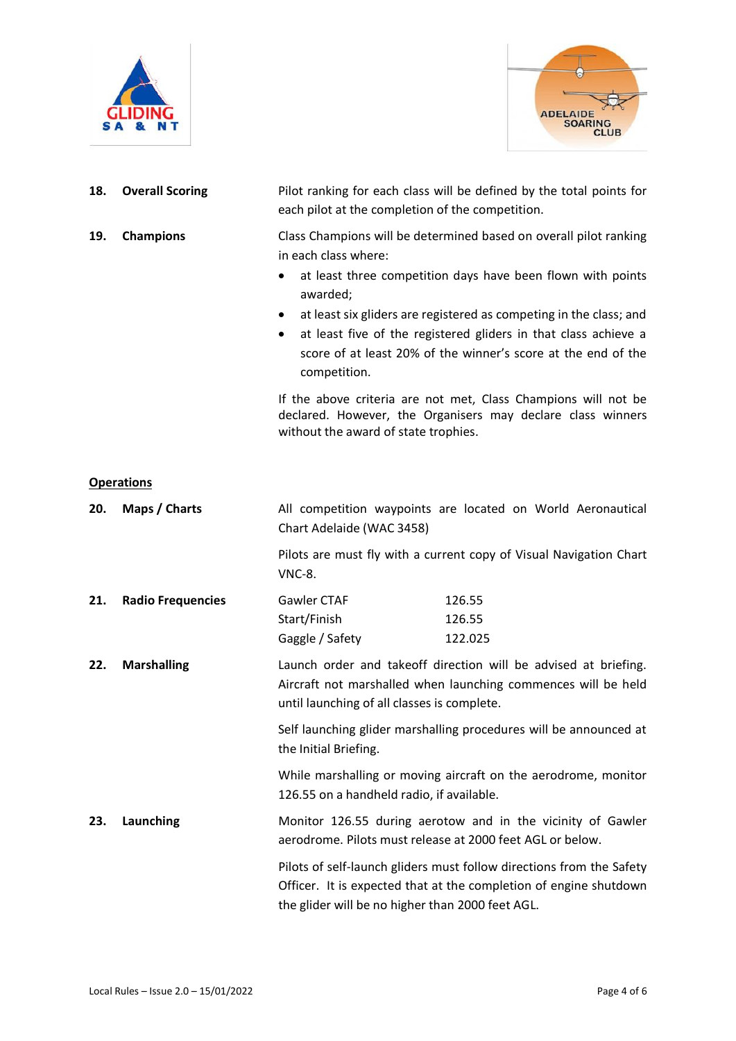**18. Overall Scoring**

Pilot ranking for each class will be defined by the total points for each pilot at the completion of the competition.

**19. Champions**

Class Champions will be determined based on overall pilot ranking in each class where:

- at least three competition days have been flown with points awarded;
- at least six gliders are registered as competing in the class; and
- at least five of the registered gliders in that class achieve a score of at least 20% of the winner's score at the end of the competition.

If the above criteria are not met, Class Champions will not be declared. However, the Organisers may declare class winners without the award of state trophies.

## Operations

**20. Maps / Charts**

All competition waypoints are located on World Aeronautical Chart Adelaide (WAC 3458)

Pilots are must fly with a current copy of Visual Navigation Chart VNC-8.

**21. Radio Frequencies**

| | |
|---|---|
| Gawler CTAF | 126.55 |
| Start/Finish | 126.55 |
| Gaggle / Safety | 122.025 |

**22. Marshalling**

Launch order and takeoff direction will be advised at briefing. Aircraft not marshalled when launching commences will be held until launching of all classes is complete.

Self launching glider marshalling procedures will be announced at the Initial Briefing.

While marshalling or moving aircraft on the aerodrome, monitor 126.55 on a handheld radio, if available.

**23. Launching**

Monitor 126.55 during aerotow and in the vicinity of Gawler aerodrome. Pilots must release at 2000 feet AGL or below.

Pilots of self-launch gliders must follow directions from the Safety Officer. It is expected that at the completion of engine shutdown the glider will be no higher than 2000 feet AGL.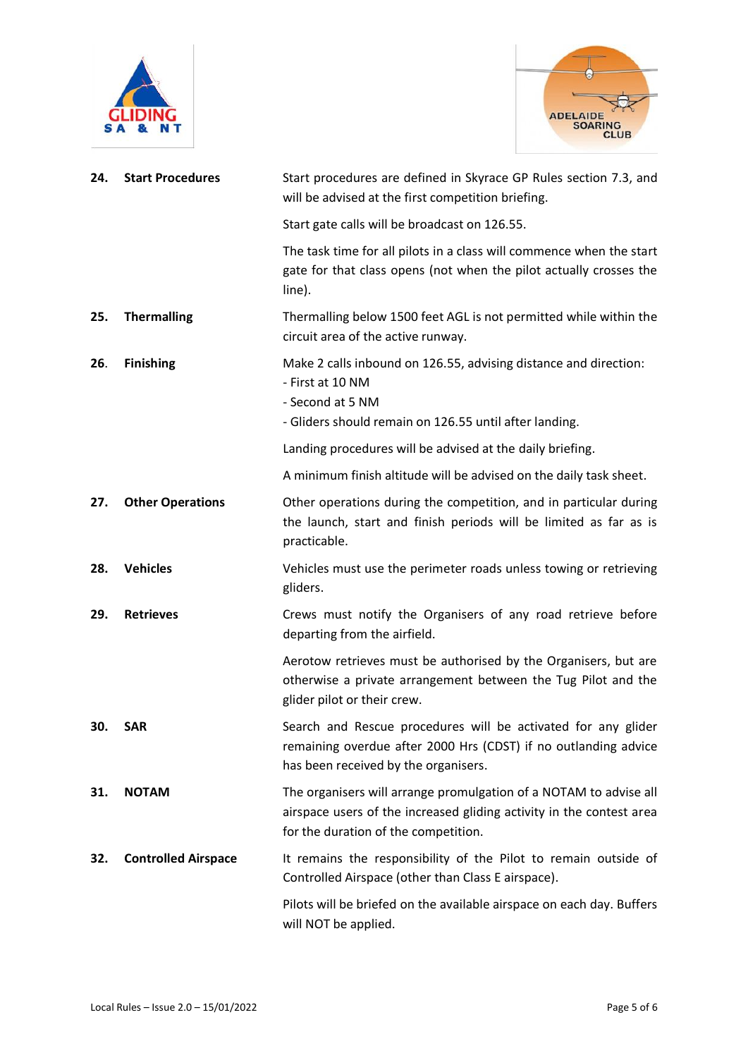**24. Start Procedures**

Start procedures are defined in Skyrace GP Rules section 7.3, and will be advised at the first competition briefing.

Start gate calls will be broadcast on 126.55.

The task time for all pilots in a class will commence when the start gate for that class opens (not when the pilot actually crosses the line).

**25. Thermalling**

Thermalling below 1500 feet AGL is not permitted while within the circuit area of the active runway.

**26. Finishing**

Make 2 calls inbound on 126.55, advising distance and direction:
- First at 10 NM
- Second at 5 NM
- Gliders should remain on 126.55 until after landing.

Landing procedures will be advised at the daily briefing.

A minimum finish altitude will be advised on the daily task sheet.

**27. Other Operations**

Other operations during the competition, and in particular during the launch, start and finish periods will be limited as far as is practicable.

**28. Vehicles**

Vehicles must use the perimeter roads unless towing or retrieving gliders.

**29. Retrieves**

Crews must notify the Organisers of any road retrieve before departing from the airfield.

Aerotow retrieves must be authorised by the Organisers, but are otherwise a private arrangement between the Tug Pilot and the glider pilot or their crew.

**30. SAR**

Search and Rescue procedures will be activated for any glider remaining overdue after 2000 Hrs (CDST) if no outlanding advice has been received by the organisers.

**31. NOTAM**

The organisers will arrange promulgation of a NOTAM to advise all airspace users of the increased gliding activity in the contest area for the duration of the competition.

**32. Controlled Airspace**

It remains the responsibility of the Pilot to remain outside of Controlled Airspace (other than Class E airspace).

Pilots will be briefed on the available airspace on each day. Buffers will NOT be applied.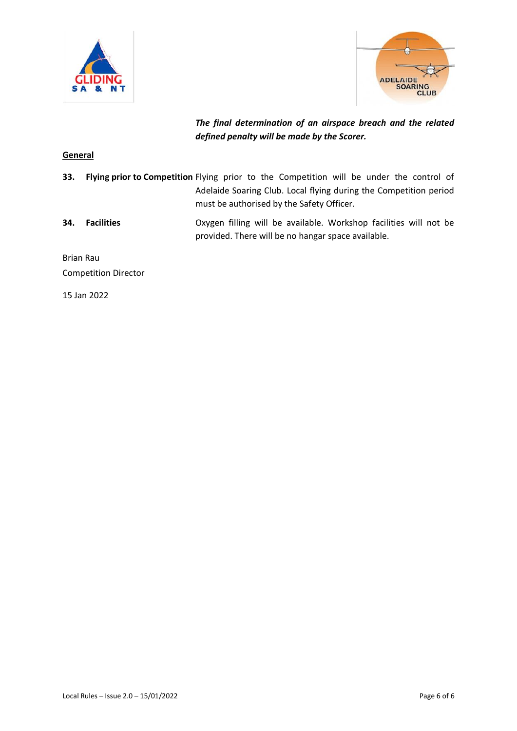***The final determination of an airspace breach and the related defined penalty will be made by the Scorer.***

**General**

**33. Flying prior to Competition** Flying prior to the Competition will be under the control of Adelaide Soaring Club. Local flying during the Competition period must be authorised by the Safety Officer.

**34. Facilities** Oxygen filling will be available. Workshop facilities will not be provided. There will be no hangar space available.

Brian Rau

Competition Director

15 Jan 2022